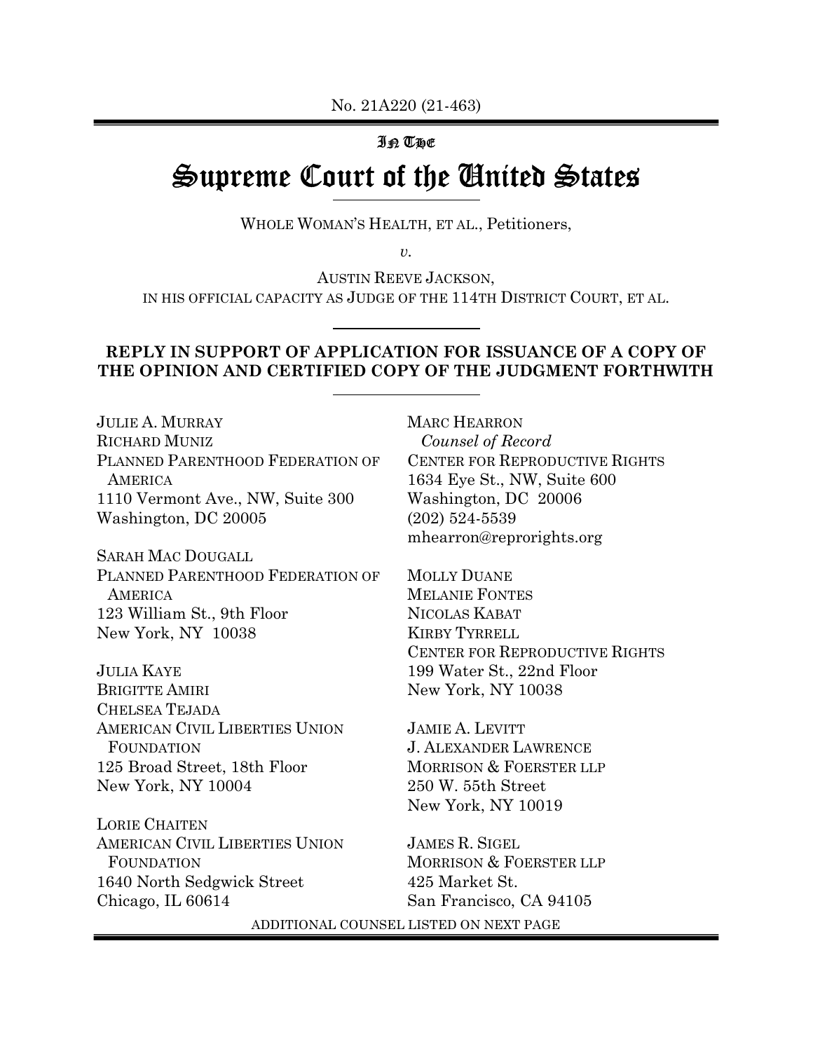No. 21A220 (21-463)

In The

# Supreme Court of the United States

WHOLE WOMAN'S HEALTH, ET AL., Petitioners,

*v.*

AUSTIN REEVE JACKSON,
IN HIS OFFICIAL CAPACITY AS JUDGE OF THE 114TH DISTRICT COURT, ET AL.

**REPLY IN SUPPORT OF APPLICATION FOR ISSUANCE OF A COPY OF THE OPINION AND CERTIFIED COPY OF THE JUDGMENT FORTHWITH**

JULIE A. MURRAY
RICHARD MUNIZ
PLANNED PARENTHOOD FEDERATION OF AMERICA
1110 Vermont Ave., NW, Suite 300
Washington, DC 20005

SARAH MAC DOUGALL
PLANNED PARENTHOOD FEDERATION OF AMERICA
123 William St., 9th Floor
New York, NY 10038

JULIA KAYE
BRIGITTE AMIRI
CHELSEA TEJADA
AMERICAN CIVIL LIBERTIES UNION FOUNDATION
125 Broad Street, 18th Floor
New York, NY 10004

LORIE CHAITEN
AMERICAN CIVIL LIBERTIES UNION FOUNDATION
1640 North Sedgwick Street
Chicago, IL 60614

MARC HEARRON
*Counsel of Record*
CENTER FOR REPRODUCTIVE RIGHTS
1634 Eye St., NW, Suite 600
Washington, DC 20006
(202) 524-5539
mhearron@reprorights.org

MOLLY DUANE
MELANIE FONTES
NICOLAS KABAT
KIRBY TYRRELL
CENTER FOR REPRODUCTIVE RIGHTS
199 Water St., 22nd Floor
New York, NY 10038

JAMIE A. LEVITT
J. ALEXANDER LAWRENCE
MORRISON & FOERSTER LLP
250 W. 55th Street
New York, NY 10019

JAMES R. SIGEL
MORRISON & FOERSTER LLP
425 Market St.
San Francisco, CA 94105

ADDITIONAL COUNSEL LISTED ON NEXT PAGE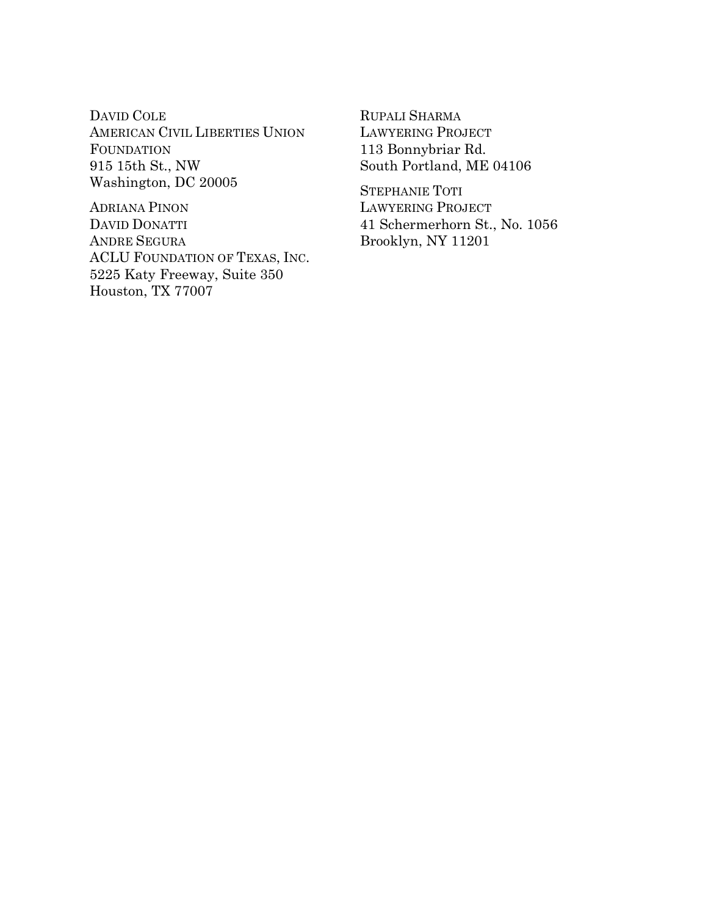DAVID COLE
AMERICAN CIVIL LIBERTIES UNION FOUNDATION
915 15th St., NW
Washington, DC 20005

ADRIANA PINON
DAVID DONATTI
ANDRE SEGURA
ACLU FOUNDATION OF TEXAS, INC.
5225 Katy Freeway, Suite 350
Houston, TX 77007

RUPALI SHARMA
LAWYERING PROJECT
113 Bonnybriar Rd.
South Portland, ME 04106

STEPHANIE TOTI
LAWYERING PROJECT
41 Schermerhorn St., No. 1056
Brooklyn, NY 11201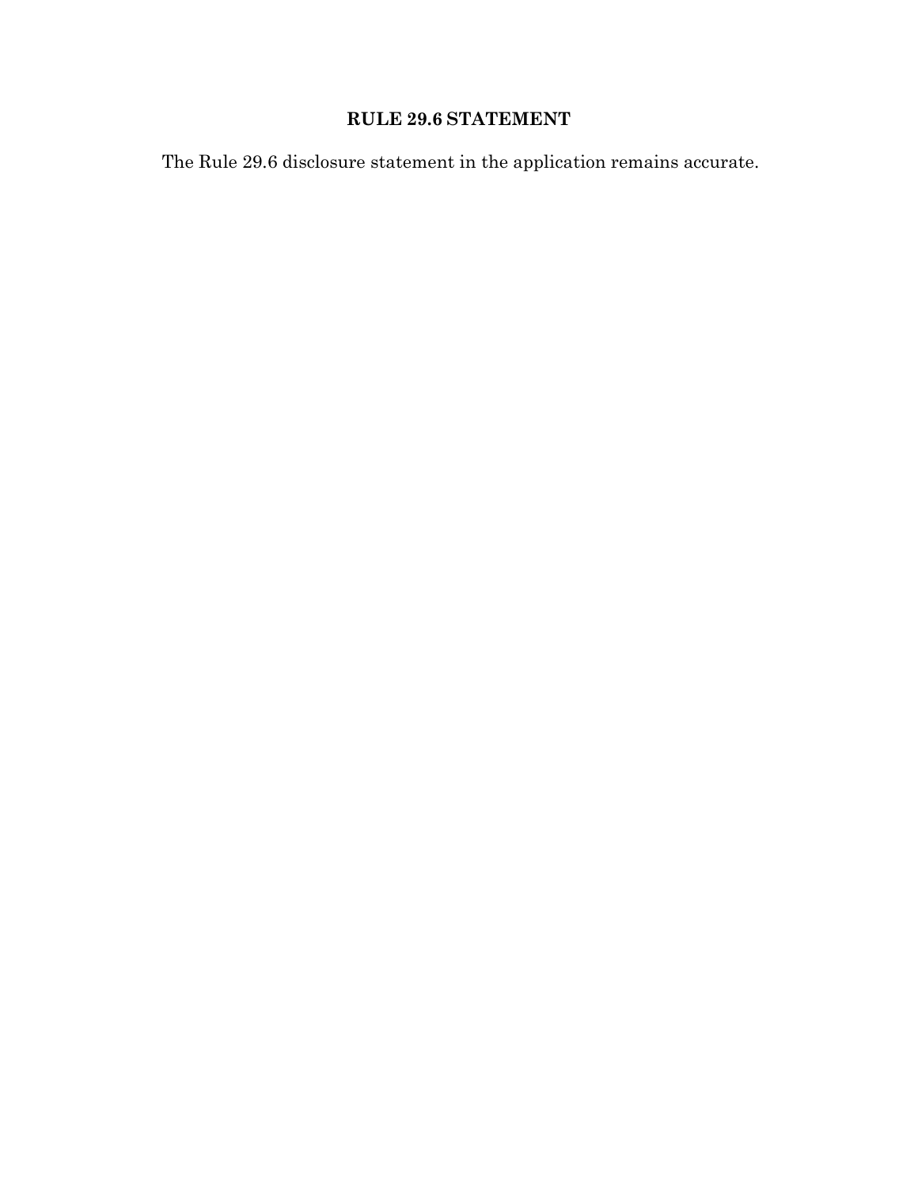## RULE 29.6 STATEMENT

The Rule 29.6 disclosure statement in the application remains accurate.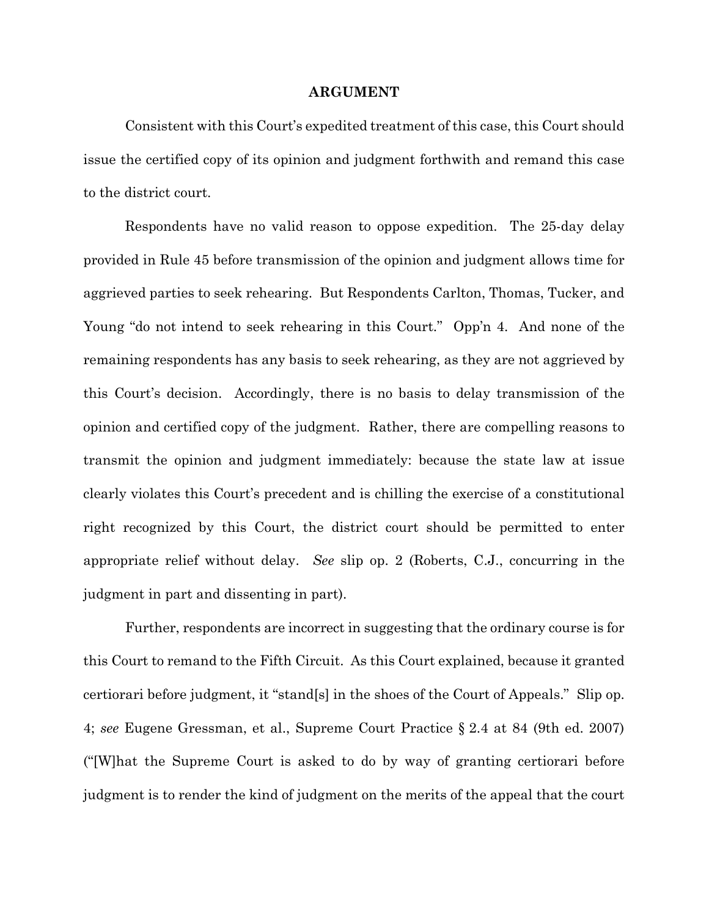## ARGUMENT

Consistent with this Court's expedited treatment of this case, this Court should issue the certified copy of its opinion and judgment forthwith and remand this case to the district court.

Respondents have no valid reason to oppose expedition. The 25-day delay provided in Rule 45 before transmission of the opinion and judgment allows time for aggrieved parties to seek rehearing. But Respondents Carlton, Thomas, Tucker, and Young "do not intend to seek rehearing in this Court." Opp'n 4. And none of the remaining respondents has any basis to seek rehearing, as they are not aggrieved by this Court's decision. Accordingly, there is no basis to delay transmission of the opinion and certified copy of the judgment. Rather, there are compelling reasons to transmit the opinion and judgment immediately: because the state law at issue clearly violates this Court's precedent and is chilling the exercise of a constitutional right recognized by this Court, the district court should be permitted to enter appropriate relief without delay. *See* slip op. 2 (Roberts, C.J., concurring in the judgment in part and dissenting in part).

Further, respondents are incorrect in suggesting that the ordinary course is for this Court to remand to the Fifth Circuit. As this Court explained, because it granted certiorari before judgment, it "stand[s] in the shoes of the Court of Appeals." Slip op. 4; *see* Eugene Gressman, et al., Supreme Court Practice § 2.4 at 84 (9th ed. 2007) ("[W]hat the Supreme Court is asked to do by way of granting certiorari before judgment is to render the kind of judgment on the merits of the appeal that the court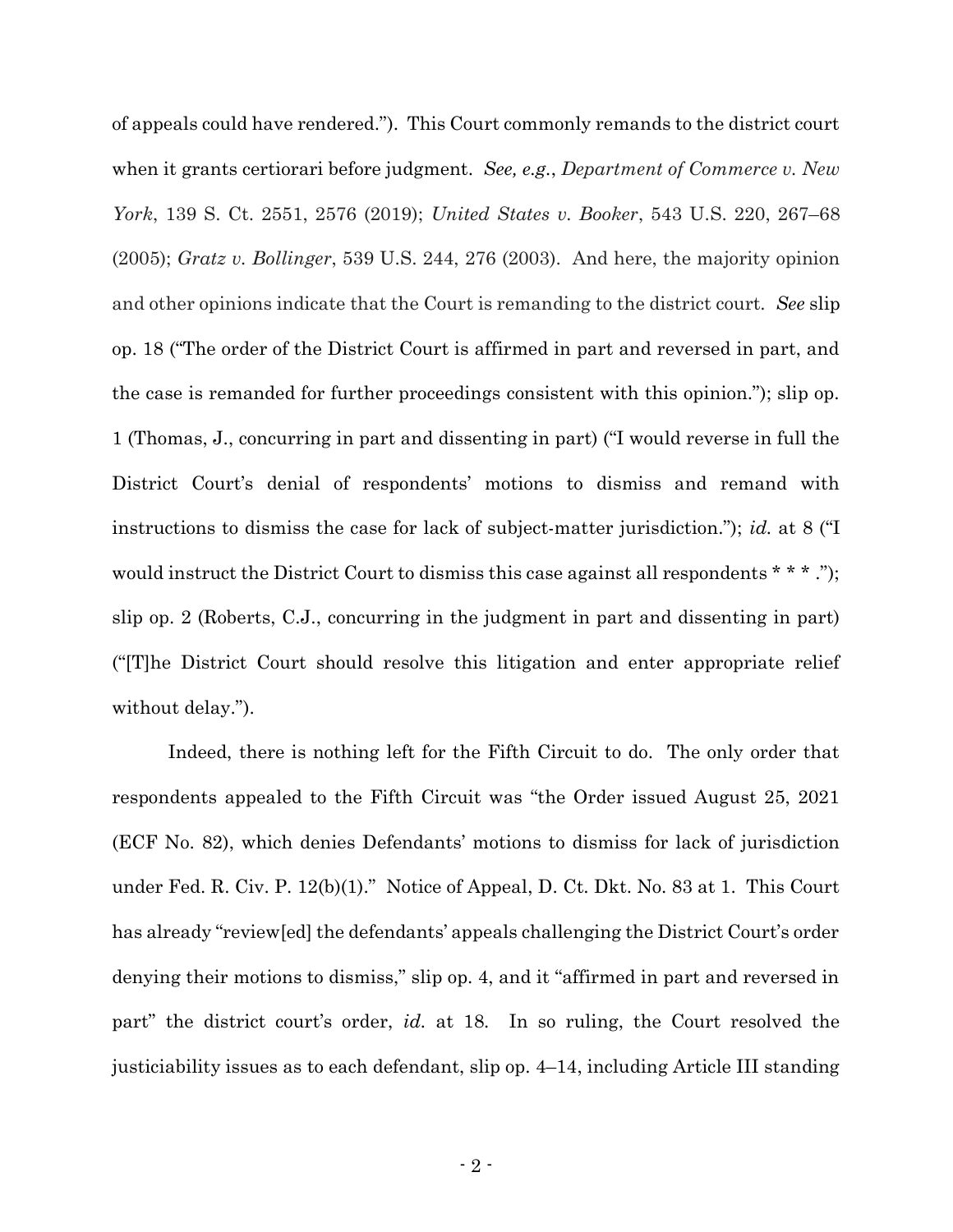of appeals could have rendered."). This Court commonly remands to the district court when it grants certiorari before judgment. *See, e.g.*, *Department of Commerce v. New York*, 139 S. Ct. 2551, 2576 (2019); *United States v. Booker*, 543 U.S. 220, 267–68 (2005); *Gratz v. Bollinger*, 539 U.S. 244, 276 (2003). And here, the majority opinion and other opinions indicate that the Court is remanding to the district court. *See* slip op. 18 ("The order of the District Court is affirmed in part and reversed in part, and the case is remanded for further proceedings consistent with this opinion."); slip op. 1 (Thomas, J., concurring in part and dissenting in part) ("I would reverse in full the District Court's denial of respondents' motions to dismiss and remand with instructions to dismiss the case for lack of subject-matter jurisdiction."); *id.* at 8 ("I would instruct the District Court to dismiss this case against all respondents * * * ."); slip op. 2 (Roberts, C.J., concurring in the judgment in part and dissenting in part) ("[T]he District Court should resolve this litigation and enter appropriate relief without delay.").

Indeed, there is nothing left for the Fifth Circuit to do. The only order that respondents appealed to the Fifth Circuit was "the Order issued August 25, 2021 (ECF No. 82), which denies Defendants' motions to dismiss for lack of jurisdiction under Fed. R. Civ. P. 12(b)(1)." Notice of Appeal, D. Ct. Dkt. No. 83 at 1. This Court has already "review[ed] the defendants' appeals challenging the District Court's order denying their motions to dismiss," slip op. 4, and it "affirmed in part and reversed in part" the district court's order, *id.* at 18. In so ruling, the Court resolved the justiciability issues as to each defendant, slip op. 4–14, including Article III standing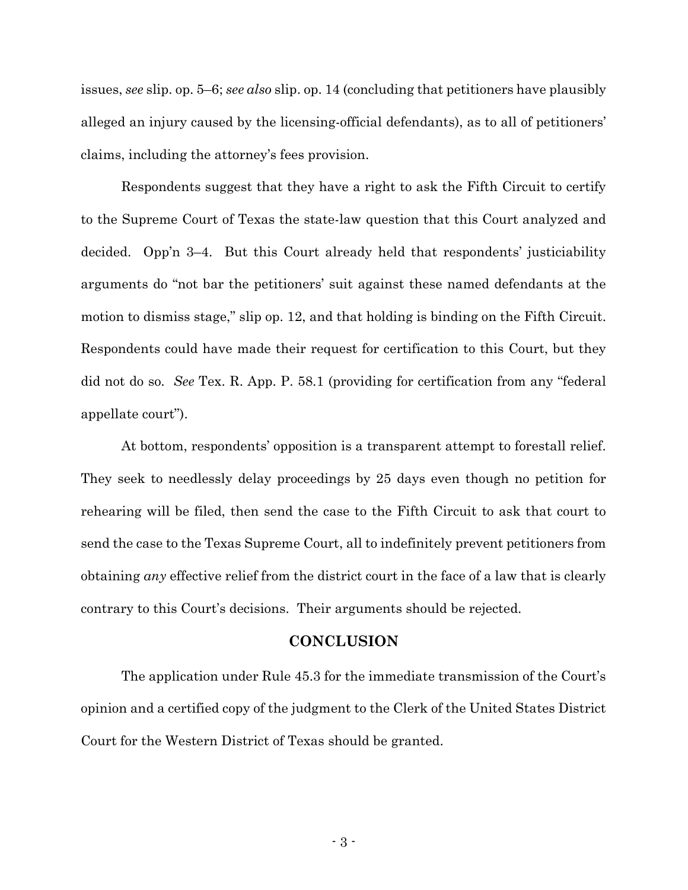issues, *see* slip. op. 5–6; *see also* slip. op. 14 (concluding that petitioners have plausibly alleged an injury caused by the licensing-official defendants), as to all of petitioners' claims, including the attorney's fees provision.

Respondents suggest that they have a right to ask the Fifth Circuit to certify to the Supreme Court of Texas the state-law question that this Court analyzed and decided. Opp'n 3–4. But this Court already held that respondents' justiciability arguments do "not bar the petitioners' suit against these named defendants at the motion to dismiss stage," slip op. 12, and that holding is binding on the Fifth Circuit. Respondents could have made their request for certification to this Court, but they did not do so. *See* Tex. R. App. P. 58.1 (providing for certification from any "federal appellate court").

At bottom, respondents' opposition is a transparent attempt to forestall relief. They seek to needlessly delay proceedings by 25 days even though no petition for rehearing will be filed, then send the case to the Fifth Circuit to ask that court to send the case to the Texas Supreme Court, all to indefinitely prevent petitioners from obtaining *any* effective relief from the district court in the face of a law that is clearly contrary to this Court's decisions. Their arguments should be rejected.

## CONCLUSION

The application under Rule 45.3 for the immediate transmission of the Court's opinion and a certified copy of the judgment to the Clerk of the United States District Court for the Western District of Texas should be granted.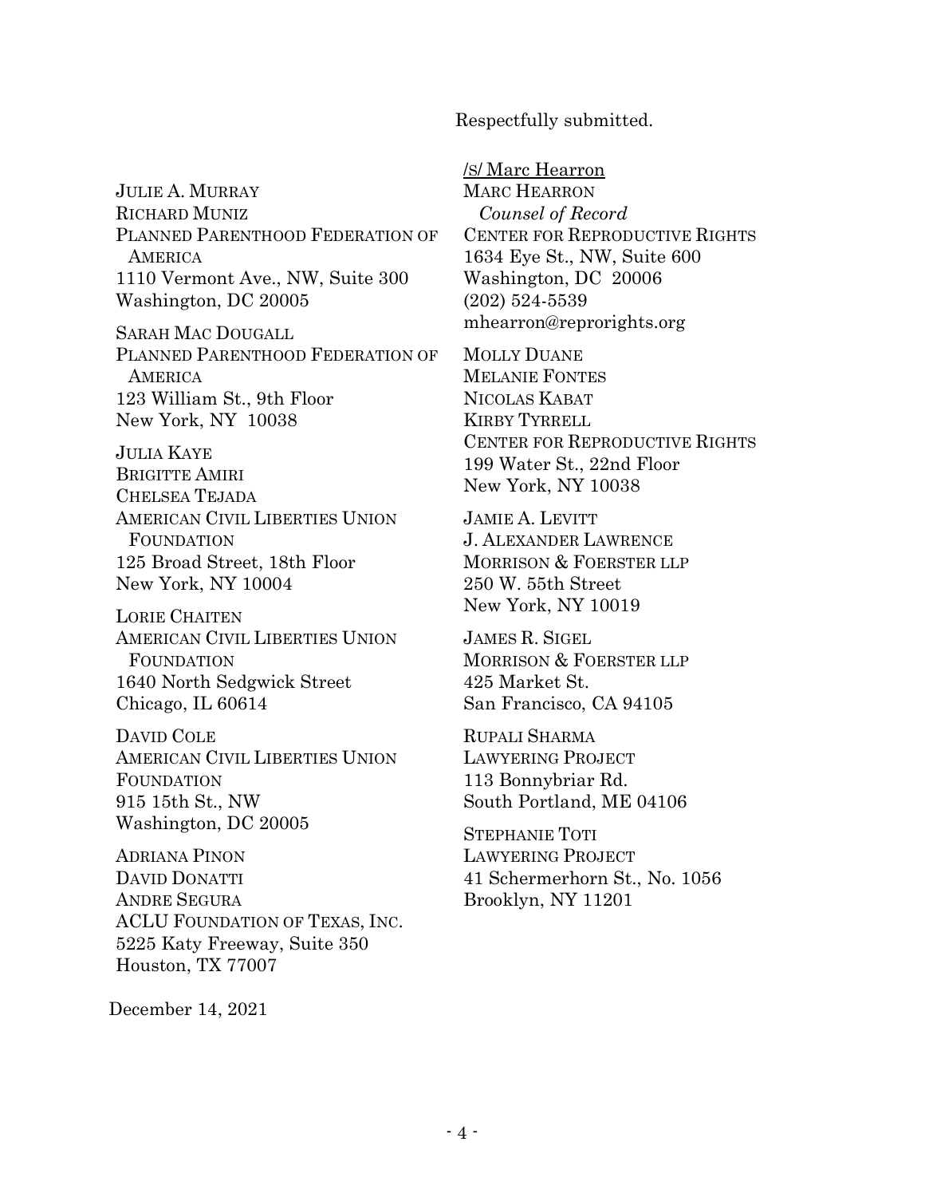Respectfully submitted.

/S/ Marc Hearron
MARC HEARRON
*Counsel of Record*
CENTER FOR REPRODUCTIVE RIGHTS
1634 Eye St., NW, Suite 600
Washington, DC 20006
(202) 524-5539
mhearron@reprorights.org

MOLLY DUANE
MELANIE FONTES
NICOLAS KABAT
KIRBY TYRRELL
CENTER FOR REPRODUCTIVE RIGHTS
199 Water St., 22nd Floor
New York, NY 10038

JAMIE A. LEVITT
J. ALEXANDER LAWRENCE
MORRISON & FOERSTER LLP
250 W. 55th Street
New York, NY 10019

JAMES R. SIGEL
MORRISON & FOERSTER LLP
425 Market St.
San Francisco, CA 94105

RUPALI SHARMA
LAWYERING PROJECT
113 Bonnybriar Rd.
South Portland, ME 04106

STEPHANIE TOTI
LAWYERING PROJECT
41 Schermerhorn St., No. 1056
Brooklyn, NY 11201

JULIE A. MURRAY
RICHARD MUNIZ
PLANNED PARENTHOOD FEDERATION OF AMERICA
1110 Vermont Ave., NW, Suite 300
Washington, DC 20005

SARAH MAC DOUGALL
PLANNED PARENTHOOD FEDERATION OF AMERICA
123 William St., 9th Floor
New York, NY 10038

JULIA KAYE
BRIGITTE AMIRI
CHELSEA TEJADA
AMERICAN CIVIL LIBERTIES UNION FOUNDATION
125 Broad Street, 18th Floor
New York, NY 10004

LORIE CHAITEN
AMERICAN CIVIL LIBERTIES UNION FOUNDATION
1640 North Sedgwick Street
Chicago, IL 60614

DAVID COLE
AMERICAN CIVIL LIBERTIES UNION FOUNDATION
915 15th St., NW
Washington, DC 20005

ADRIANA PINON
DAVID DONATTI
ANDRE SEGURA
ACLU FOUNDATION OF TEXAS, INC.
5225 Katy Freeway, Suite 350
Houston, TX 77007

December 14, 2021